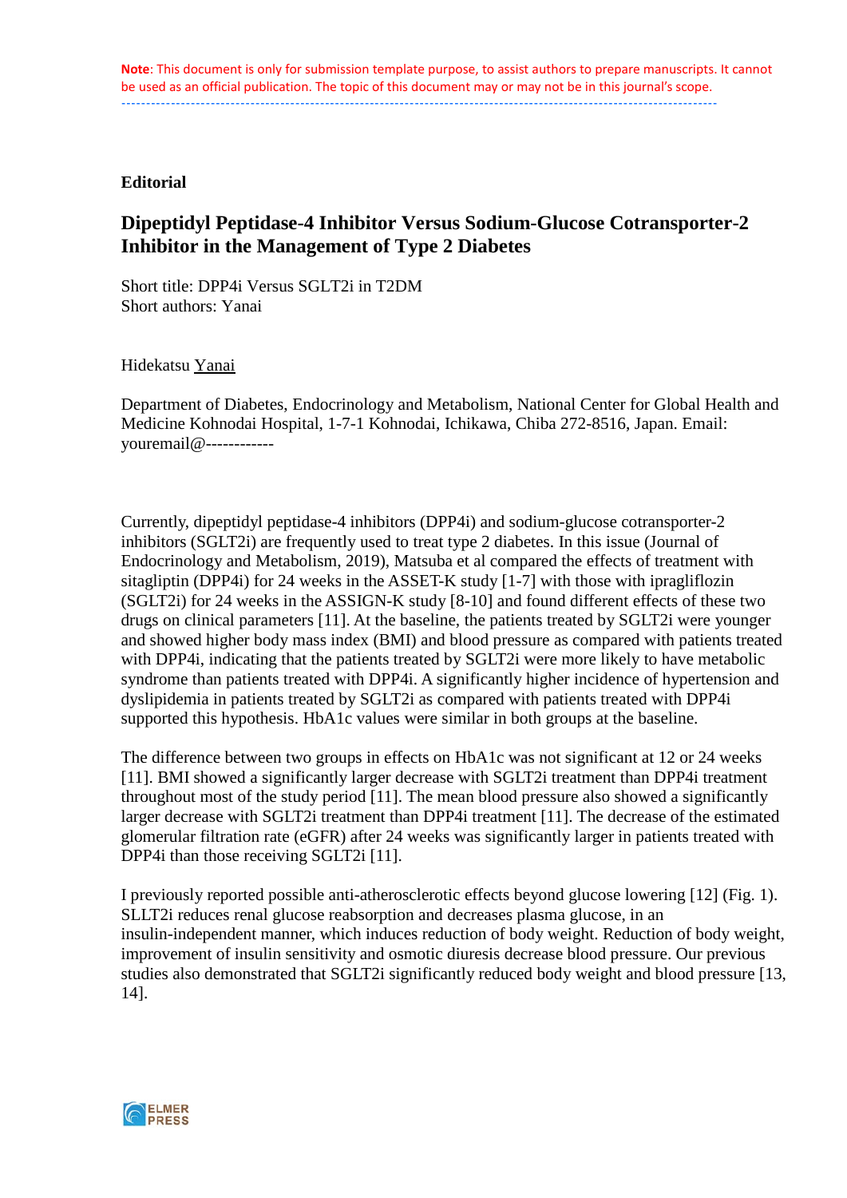**Note**: This document is only for submission template purpose, to assist authors to prepare manuscripts. It cannot be used as an official publication. The topic of this document may or may not be in this journal's scope.

---

**Editorial**

# Dipeptidyl Peptidase-4 Inhibitor Versus Sodium-Glucose Cotransporter-2 Inhibitor in the Management of Type 2 Diabetes

Short title: DPP4i Versus SGLT2i in T2DM
Short authors: Yanai

Hidekatsu Yanai

Department of Diabetes, Endocrinology and Metabolism, National Center for Global Health and Medicine Kohnodai Hospital, 1-7-1 Kohnodai, Ichikawa, Chiba 272-8516, Japan. Email: youremail@------------

Currently, dipeptidyl peptidase-4 inhibitors (DPP4i) and sodium-glucose cotransporter-2 inhibitors (SGLT2i) are frequently used to treat type 2 diabetes. In this issue (Journal of Endocrinology and Metabolism, 2019), Matsuba et al compared the effects of treatment with sitagliptin (DPP4i) for 24 weeks in the ASSET-K study [1-7] with those with ipragliflozin (SGLT2i) for 24 weeks in the ASSIGN-K study [8-10] and found different effects of these two drugs on clinical parameters [11]. At the baseline, the patients treated by SGLT2i were younger and showed higher body mass index (BMI) and blood pressure as compared with patients treated with DPP4i, indicating that the patients treated by SGLT2i were more likely to have metabolic syndrome than patients treated with DPP4i. A significantly higher incidence of hypertension and dyslipidemia in patients treated by SGLT2i as compared with patients treated with DPP4i supported this hypothesis. HbA1c values were similar in both groups at the baseline.

The difference between two groups in effects on HbA1c was not significant at 12 or 24 weeks [11]. BMI showed a significantly larger decrease with SGLT2i treatment than DPP4i treatment throughout most of the study period [11]. The mean blood pressure also showed a significantly larger decrease with SGLT2i treatment than DPP4i treatment [11]. The decrease of the estimated glomerular filtration rate (eGFR) after 24 weeks was significantly larger in patients treated with DPP4i than those receiving SGLT2i [11].

I previously reported possible anti-atherosclerotic effects beyond glucose lowering [12] (Fig. 1). SLLT2i reduces renal glucose reabsorption and decreases plasma glucose, in an insulin-independent manner, which induces reduction of body weight. Reduction of body weight, improvement of insulin sensitivity and osmotic diuresis decrease blood pressure. Our previous studies also demonstrated that SGLT2i significantly reduced body weight and blood pressure [13, 14].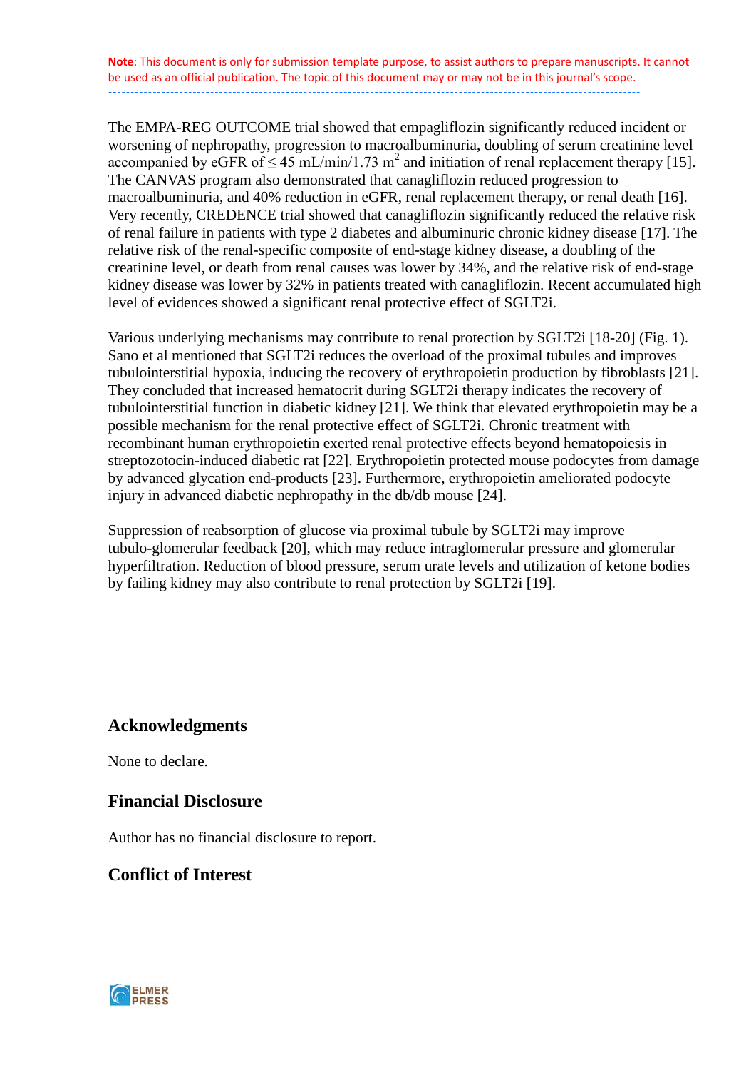The EMPA-REG OUTCOME trial showed that empagliflozin significantly reduced incident or worsening of nephropathy, progression to macroalbuminuria, doubling of serum creatinine level accompanied by eGFR of ≤ 45 mL/min/1.73 $m^2$ and initiation of renal replacement therapy [15]. The CANVAS program also demonstrated that canagliflozin reduced progression to macroalbuminuria, and 40% reduction in eGFR, renal replacement therapy, or renal death [16]. Very recently, CREDENCE trial showed that canagliflozin significantly reduced the relative risk of renal failure in patients with type 2 diabetes and albuminuric chronic kidney disease [17]. The relative risk of the renal-specific composite of end-stage kidney disease, a doubling of the creatinine level, or death from renal causes was lower by 34%, and the relative risk of end-stage kidney disease was lower by 32% in patients treated with canagliflozin. Recent accumulated high level of evidences showed a significant renal protective effect of SGLT2i.

Various underlying mechanisms may contribute to renal protection by SGLT2i [18-20] (Fig. 1). Sano et al mentioned that SGLT2i reduces the overload of the proximal tubules and improves tubulointerstitial hypoxia, inducing the recovery of erythropoietin production by fibroblasts [21]. They concluded that increased hematocrit during SGLT2i therapy indicates the recovery of tubulointerstitial function in diabetic kidney [21]. We think that elevated erythropoietin may be a possible mechanism for the renal protective effect of SGLT2i. Chronic treatment with recombinant human erythropoietin exerted renal protective effects beyond hematopoiesis in streptozotocin-induced diabetic rat [22]. Erythropoietin protected mouse podocytes from damage by advanced glycation end-products [23]. Furthermore, erythropoietin ameliorated podocyte injury in advanced diabetic nephropathy in the db/db mouse [24].

Suppression of reabsorption of glucose via proximal tubule by SGLT2i may improve tubulo-glomerular feedback [20], which may reduce intraglomerular pressure and glomerular hyperfiltration. Reduction of blood pressure, serum urate levels and utilization of ketone bodies by failing kidney may also contribute to renal protection by SGLT2i [19].

## Acknowledgments

None to declare.

## Financial Disclosure

Author has no financial disclosure to report.

## Conflict of Interest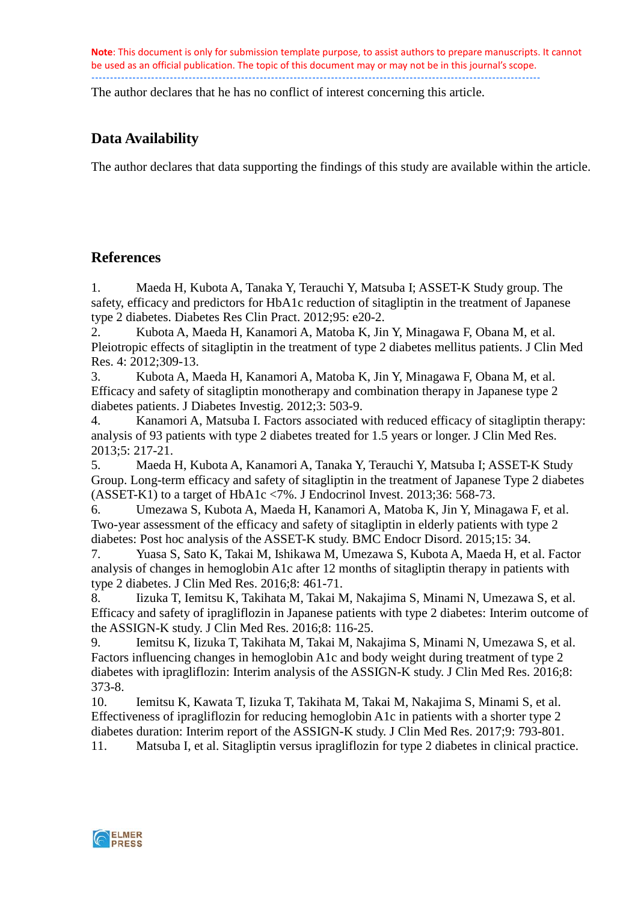The author declares that he has no conflict of interest concerning this article.

## Data Availability

The author declares that data supporting the findings of this study are available within the article.

## References

1. Maeda H, Kubota A, Tanaka Y, Terauchi Y, Matsuba I; ASSET-K Study group. The safety, efficacy and predictors for HbA1c reduction of sitagliptin in the treatment of Japanese type 2 diabetes. Diabetes Res Clin Pract. 2012;95: e20-2.
2. Kubota A, Maeda H, Kanamori A, Matoba K, Jin Y, Minagawa F, Obana M, et al. Pleiotropic effects of sitagliptin in the treatment of type 2 diabetes mellitus patients. J Clin Med Res. 4: 2012;309-13.
3. Kubota A, Maeda H, Kanamori A, Matoba K, Jin Y, Minagawa F, Obana M, et al. Efficacy and safety of sitagliptin monotherapy and combination therapy in Japanese type 2 diabetes patients. J Diabetes Investig. 2012;3: 503-9.
4. Kanamori A, Matsuba I. Factors associated with reduced efficacy of sitagliptin therapy: analysis of 93 patients with type 2 diabetes treated for 1.5 years or longer. J Clin Med Res. 2013;5: 217-21.
5. Maeda H, Kubota A, Kanamori A, Tanaka Y, Terauchi Y, Matsuba I; ASSET-K Study Group. Long-term efficacy and safety of sitagliptin in the treatment of Japanese Type 2 diabetes (ASSET-K1) to a target of HbA1c <7%. J Endocrinol Invest. 2013;36: 568-73.
6. Umezawa S, Kubota A, Maeda H, Kanamori A, Matoba K, Jin Y, Minagawa F, et al. Two-year assessment of the efficacy and safety of sitagliptin in elderly patients with type 2 diabetes: Post hoc analysis of the ASSET-K study. BMC Endocr Disord. 2015;15: 34.
7. Yuasa S, Sato K, Takai M, Ishikawa M, Umezawa S, Kubota A, Maeda H, et al. Factor analysis of changes in hemoglobin A1c after 12 months of sitagliptin therapy in patients with type 2 diabetes. J Clin Med Res. 2016;8: 461-71.
8. Iizuka T, Iemitsu K, Takihata M, Takai M, Nakajima S, Minami N, Umezawa S, et al. Efficacy and safety of ipragliflozin in Japanese patients with type 2 diabetes: Interim outcome of the ASSIGN-K study. J Clin Med Res. 2016;8: 116-25.
9. Iemitsu K, Iizuka T, Takihata M, Takai M, Nakajima S, Minami N, Umezawa S, et al. Factors influencing changes in hemoglobin A1c and body weight during treatment of type 2 diabetes with ipragliflozin: Interim analysis of the ASSIGN-K study. J Clin Med Res. 2016;8: 373-8.
10. Iemitsu K, Kawata T, Iizuka T, Takihata M, Takai M, Nakajima S, Minami S, et al. Effectiveness of ipragliflozin for reducing hemoglobin A1c in patients with a shorter type 2 diabetes duration: Interim report of the ASSIGN-K study. J Clin Med Res. 2017;9: 793-801.
11. Matsuba I, et al. Sitagliptin versus ipragliflozin for type 2 diabetes in clinical practice.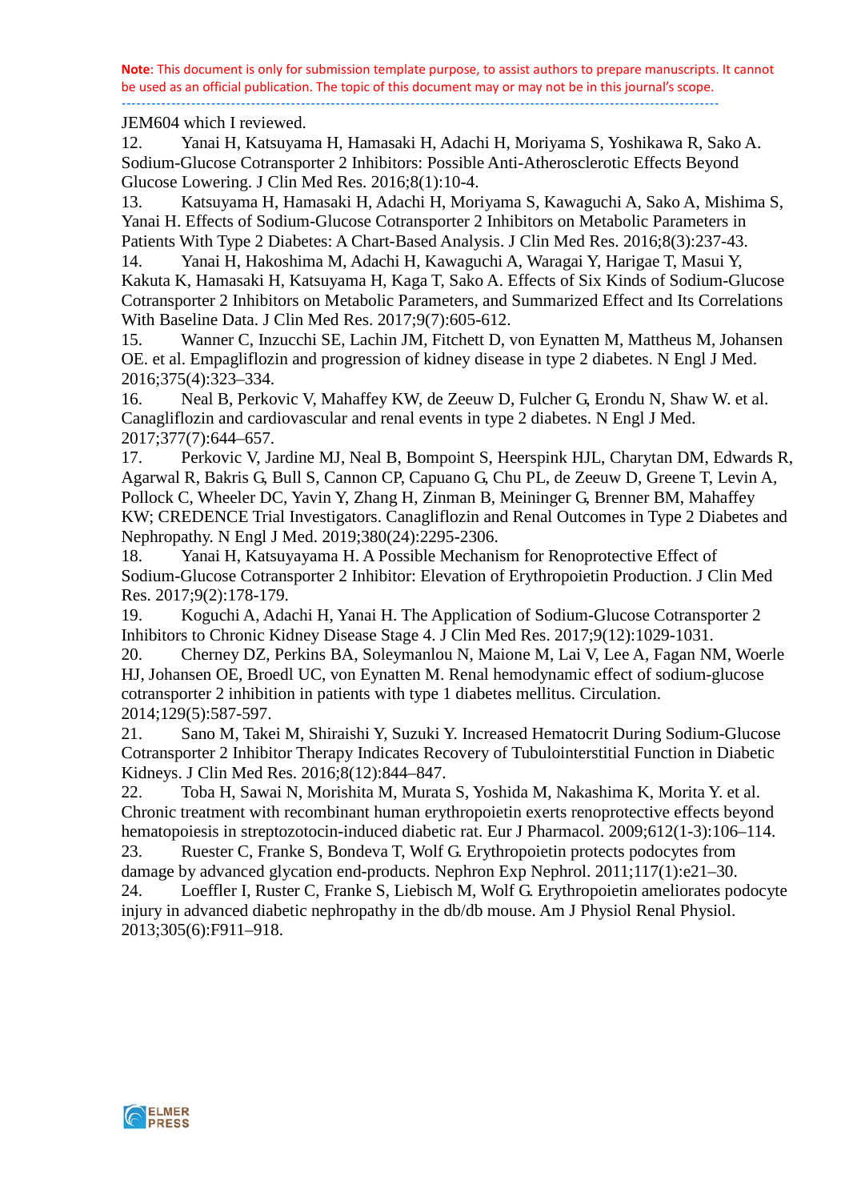JEM604 which I reviewed.

12. Yanai H, Katsuyama H, Hamasaki H, Adachi H, Moriyama S, Yoshikawa R, Sako A. Sodium-Glucose Cotransporter 2 Inhibitors: Possible Anti-Atherosclerotic Effects Beyond Glucose Lowering. J Clin Med Res. 2016;8(1):10-4.
13. Katsuyama H, Hamasaki H, Adachi H, Moriyama S, Kawaguchi A, Sako A, Mishima S, Yanai H. Effects of Sodium-Glucose Cotransporter 2 Inhibitors on Metabolic Parameters in Patients With Type 2 Diabetes: A Chart-Based Analysis. J Clin Med Res. 2016;8(3):237-43.
14. Yanai H, Hakoshima M, Adachi H, Kawaguchi A, Waragai Y, Harigae T, Masui Y, Kakuta K, Hamasaki H, Katsuyama H, Kaga T, Sako A. Effects of Six Kinds of Sodium-Glucose Cotransporter 2 Inhibitors on Metabolic Parameters, and Summarized Effect and Its Correlations With Baseline Data. J Clin Med Res. 2017;9(7):605-612.
15. Wanner C, Inzucchi SE, Lachin JM, Fitchett D, von Eynatten M, Mattheus M, Johansen OE. et al. Empagliflozin and progression of kidney disease in type 2 diabetes. N Engl J Med. 2016;375(4):323–334.
16. Neal B, Perkovic V, Mahaffey KW, de Zeeuw D, Fulcher G, Erondu N, Shaw W. et al. Canagliflozin and cardiovascular and renal events in type 2 diabetes. N Engl J Med. 2017;377(7):644–657.
17. Perkovic V, Jardine MJ, Neal B, Bompoint S, Heerspink HJL, Charytan DM, Edwards R, Agarwal R, Bakris G, Bull S, Cannon CP, Capuano G, Chu PL, de Zeeuw D, Greene T, Levin A, Pollock C, Wheeler DC, Yavin Y, Zhang H, Zinman B, Meininger G, Brenner BM, Mahaffey KW; CREDENCE Trial Investigators. Canagliflozin and Renal Outcomes in Type 2 Diabetes and Nephropathy. N Engl J Med. 2019;380(24):2295-2306.
18. Yanai H, Katsuyayama H. A Possible Mechanism for Renoprotective Effect of Sodium-Glucose Cotransporter 2 Inhibitor: Elevation of Erythropoietin Production. J Clin Med Res. 2017;9(2):178-179.
19. Koguchi A, Adachi H, Yanai H. The Application of Sodium-Glucose Cotransporter 2 Inhibitors to Chronic Kidney Disease Stage 4. J Clin Med Res. 2017;9(12):1029-1031.
20. Cherney DZ, Perkins BA, Soleymanlou N, Maione M, Lai V, Lee A, Fagan NM, Woerle HJ, Johansen OE, Broedl UC, von Eynatten M. Renal hemodynamic effect of sodium-glucose cotransporter 2 inhibition in patients with type 1 diabetes mellitus. Circulation. 2014;129(5):587-597.
21. Sano M, Takei M, Shiraishi Y, Suzuki Y. Increased Hematocrit During Sodium-Glucose Cotransporter 2 Inhibitor Therapy Indicates Recovery of Tubulointerstitial Function in Diabetic Kidneys. J Clin Med Res. 2016;8(12):844–847.
22. Toba H, Sawai N, Morishita M, Murata S, Yoshida M, Nakashima K, Morita Y. et al. Chronic treatment with recombinant human erythropoietin exerts renoprotective effects beyond hematopoiesis in streptozotocin-induced diabetic rat. Eur J Pharmacol. 2009;612(1-3):106–114.
23. Ruester C, Franke S, Bondeva T, Wolf G. Erythropoietin protects podocytes from damage by advanced glycation end-products. Nephron Exp Nephrol. 2011;117(1):e21–30.
24. Loeffler I, Ruster C, Franke S, Liebisch M, Wolf G. Erythropoietin ameliorates podocyte injury in advanced diabetic nephropathy in the db/db mouse. Am J Physiol Renal Physiol. 2013;305(6):F911–918.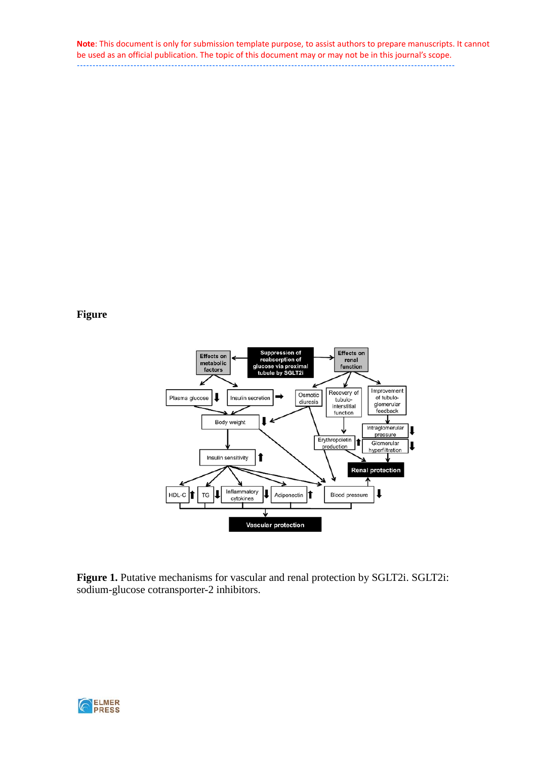**Note**: This document is only for submission template purpose, to assist authors to prepare manuscripts. It cannot be used as an official publication. The topic of this document may or may not be in this journal's scope.

## Figure

Effects on metabolic factors

Suppression of reabsorption of glucose via proximal tubule by SGLT2i

Effects on renal function

Plasma glucose

Insulin secretion

Osmotic diuresis

Recovery of tubulo-interstitial function

Improvement of tubulo-glomerular feedback

Body weight

Intraglomerular pressure

Erythropoietin production

Glomerular hyperfiltration

Insulin sensitivity

Renal protection

HDL-C

TG

Inflammatory cytokines

Adiponectin

Blood pressure

Vascular protection

**Figure 1.** Putative mechanisms for vascular and renal protection by SGLT2i. SGLT2i: sodium-glucose cotransporter-2 inhibitors.